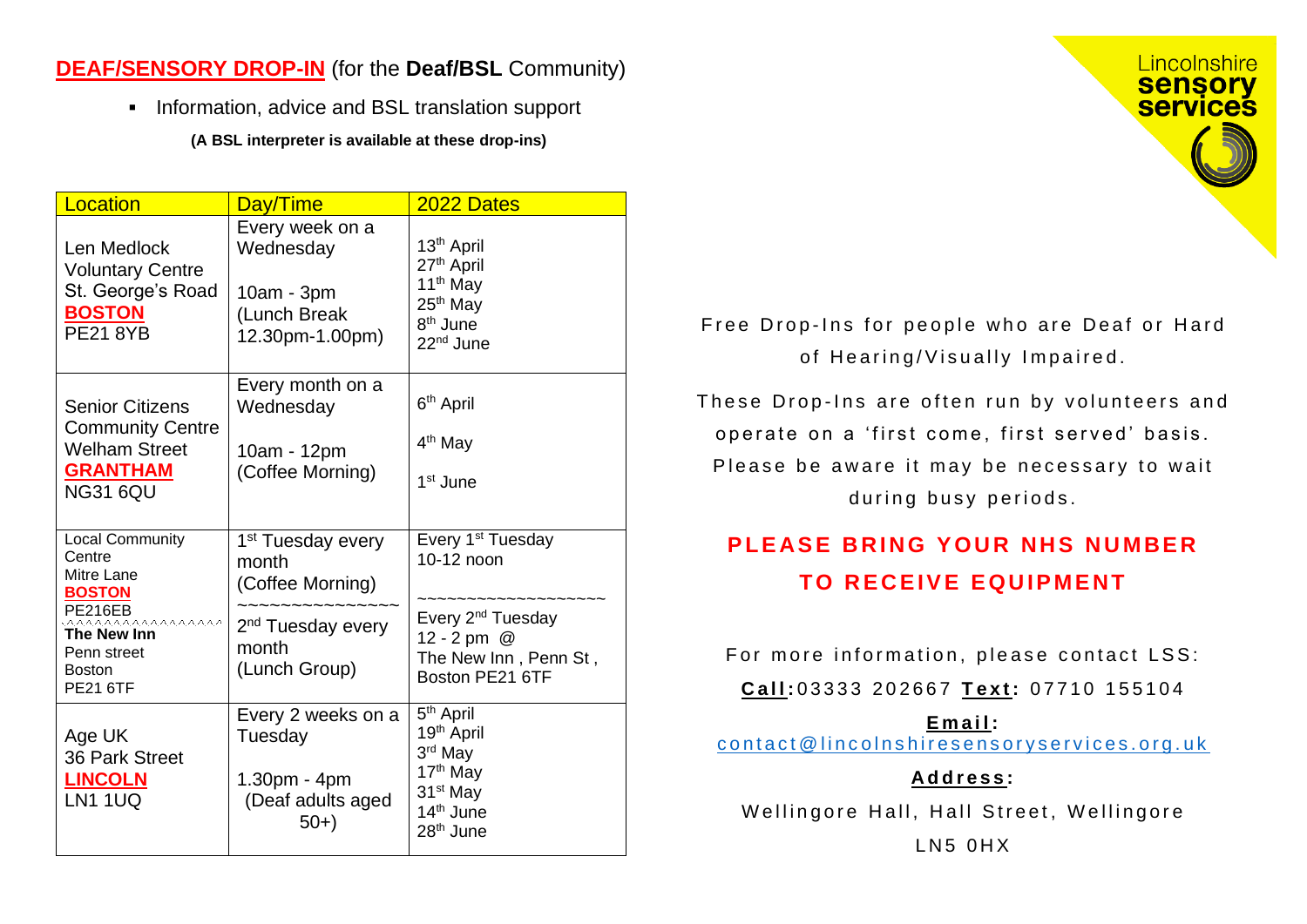**DEAF/SENSORY DROP-IN** (for the **Deaf/BSL** Community)

- Information, advice and BSL translation support

**(A BSL interpreter is available at these drop-ins)**

| Location | Day/Time | 2022 Dates |
|---|---|---|
| Len Medlock Voluntary Centre St. George's Road **BOSTON** PE21 8YB | Every week on a Wednesday<br><br>10am - 3pm (Lunch Break 12.30pm-1.00pm) | 13th April<br>27th April<br>11th May<br>25th May<br>8th June<br>22nd June |
| Senior Citizens Community Centre Welham Street **GRANTHAM** NG31 6QU | Every month on a Wednesday<br><br>10am - 12pm (Coffee Morning) | 6th April<br><br>4th May<br><br>1st June |
| Local Community Centre Mitre Lane **BOSTON** PE216EB<br>^^^^^^^^^^^^^^^^^<br>**The New Inn** Penn street Boston PE21 6TF | 1st Tuesday every month (Coffee Morning)<br>~~~~~~~~~~~~~~~~<br>2nd Tuesday every month (Lunch Group) | Every 1st Tuesday 10-12 noon<br><br>~~~~~~~~~~~~~~~~~~~<br>Every 2nd Tuesday 12 - 2 pm @ The New Inn , Penn St , Boston PE21 6TF |
| Age UK 36 Park Street **LINCOLN** LN1 1UQ | Every 2 weeks on a Tuesday<br><br>1.30pm - 4pm (Deaf adults aged 50+) | 5th April<br>19th April<br>3rd May<br>17th May<br>31st May<br>14th June<br>28th June |

Lincolnshire **sensory services**

Free Drop-Ins for people who are Deaf or Hard of Hearing/Visually Impaired.

These Drop-Ins are often run by volunteers and operate on a 'first come, first served' basis. Please be aware it may be necessary to wait during busy periods.

**PLEASE BRING YOUR NHS NUMBER TO RECEIVE EQUIPMENT**

For more information, please contact LSS:

**Call:** 03333 202667 **Text:** 07710 155104

**Email:**
contact@lincolnshiresensoryservices.org.uk

**Address:**

Wellingore Hall, Hall Street, Wellingore

LN5 0HX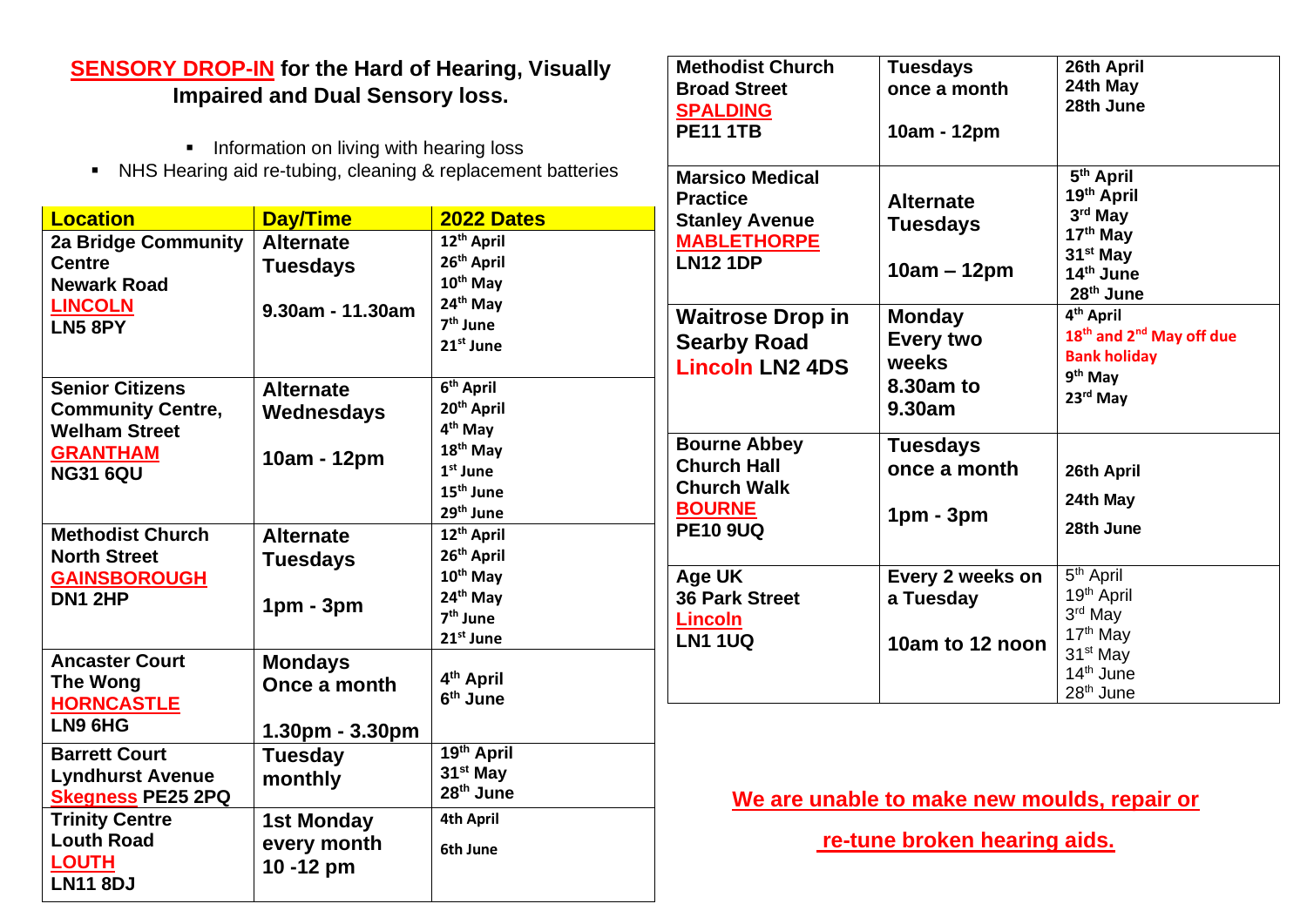## SENSORY DROP-IN for the Hard of Hearing, Visually Impaired and Dual Sensory loss.

- Information on living with hearing loss
- NHS Hearing aid re-tubing, cleaning & replacement batteries

| Location | Day/Time | 2022 Dates |
|---|---|---|
| 2a Bridge Community Centre Newark Road LINCOLN LN5 8PY | Alternate Tuesdays 9.30am - 11.30am | 12th April, 26th April, 10th May, 24th May, 7th June, 21st June |
| Senior Citizens Community Centre, Welham Street GRANTHAM NG31 6QU | Alternate Wednesdays 10am - 12pm | 6th April, 20th April, 4th May, 18th May, 1st June, 15th June, 29th June |
| Methodist Church North Street GAINSBOROUGH DN1 2HP | Alternate Tuesdays 1pm - 3pm | 12th April, 26th April, 10th May, 24th May, 7th June, 21st June |
| Ancaster Court The Wong HORNCASTLE LN9 6HG | Mondays Once a month 1.30pm - 3.30pm | 4th April, 6th June |
| Barrett Court Lyndhurst Avenue Skegness PE25 2PQ | Tuesday monthly | 19th April, 31st May, 28th June |
| Trinity Centre Louth Road LOUTH LN11 8DJ | 1st Monday every month 10 -12 pm | 4th April, 6th June |
| Methodist Church Broad Street SPALDING PE11 1TB | Tuesdays once a month 10am - 12pm | 26th April, 24th May, 28th June |
| Marsico Medical Practice Stanley Avenue MABLETHORPE LN12 1DP | Alternate Tuesdays 10am – 12pm | 5th April, 19th April, 3rd May, 17th May, 31st May, 14th June, 28th June |
| Waitrose Drop in Searby Road Lincoln LN2 4DS | Monday Every two weeks 8.30am to 9.30am | 4th April, 18th and 2nd May off due Bank holiday, 9th May, 23rd May |
| Bourne Abbey Church Hall Church Walk BOURNE PE10 9UQ | Tuesdays once a month 1pm - 3pm | 26th April, 24th May, 28th June |
| Age UK 36 Park Street Lincoln LN1 1UQ | Every 2 weeks on a Tuesday 10am to 12 noon | 5th April, 19th April, 3rd May, 17th May, 31st May, 14th June, 28th June |

**We are unable to make new moulds, repair or re-tune broken hearing aids.**